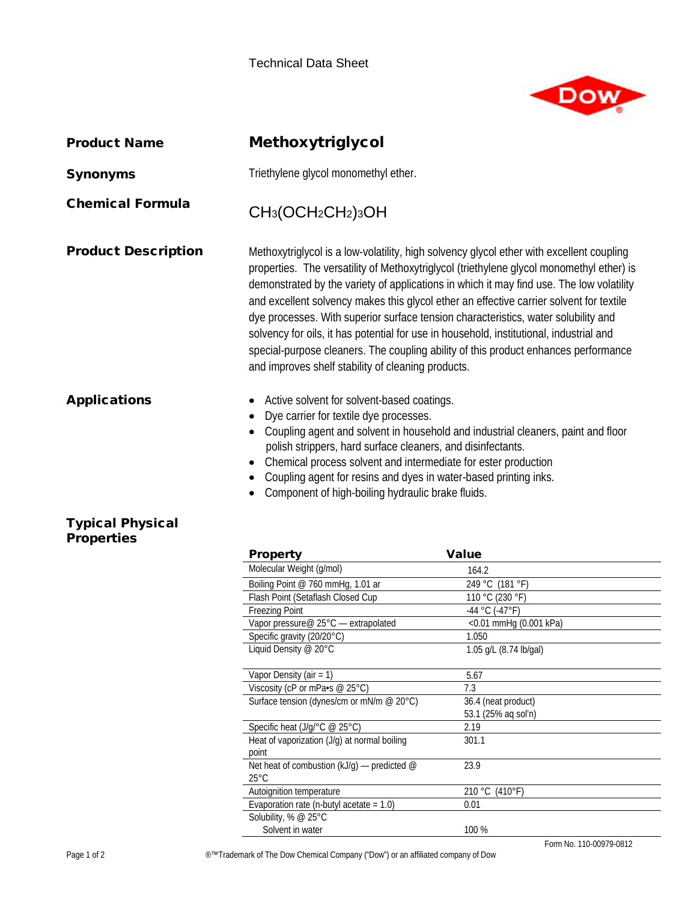Technical Data Sheet

**Product Name** Methoxytriglycol

**Synonyms** Triethylene glycol monomethyl ether.

**Chemical Formula** $CH_3(OCH_2CH_2)_3OH$

## Product Description

Methoxytriglycol is a low-volatility, high solvency glycol ether with excellent coupling properties. The versatility of Methoxytriglycol (triethylene glycol monomethyl ether) is demonstrated by the variety of applications in which it may find use. The low volatility and excellent solvency makes this glycol ether an effective carrier solvent for textile dye processes. With superior surface tension characteristics, water solubility and solvency for oils, it has potential for use in household, institutional, industrial and special-purpose cleaners. The coupling ability of this product enhances performance and improves shelf stability of cleaning products.

## Applications

- Active solvent for solvent-based coatings.
- Dye carrier for textile dye processes.
- Coupling agent and solvent in household and industrial cleaners, paint and floor polish strippers, hard surface cleaners, and disinfectants.
- Chemical process solvent and intermediate for ester production
- Coupling agent for resins and dyes in water-based printing inks.
- Component of high-boiling hydraulic brake fluids.

## Typical Physical Properties

| Property | Value |
|---|---|
| Molecular Weight (g/mol) | 164.2 |
| Boiling Point @ 760 mmHg, 1.01 ar | 249 °C (181 °F) |
| Flash Point (Setaflash Closed Cup | 110 °C (230 °F) |
| Freezing Point | -44 °C (-47°F) |
| Vapor pressure@ 25°C — extrapolated | <0.01 mmHg (0.001 kPa) |
| Specific gravity (20/20°C) | 1.050 |
| Liquid Density @ 20°C | 1.05 g/L (8.74 lb/gal) |
| Vapor Density (air = 1) | 5.67 |
| Viscosity (cP or mPa•s @ 25°C) | 7.3 |
| Surface tension (dynes/cm or mN/m @ 20°C) | 36.4 (neat product)<br>53.1 (25% aq sol'n) |
| Specific heat (J/g/°C @ 25°C) | 2.19 |
| Heat of vaporization (J/g) at normal boiling point | 301.1 |
| Net heat of combustion (kJ/g) — predicted @ 25°C | 23.9 |
| Autoignition temperature | 210 °C (410°F) |
| Evaporation rate (n-butyl acetate = 1.0) | 0.01 |
| Solubility, % @ 25°C | |
| Solvent in water | 100 % |

Form No. 110-00979-0812

®™Trademark of The Dow Chemical Company ("Dow") or an affiliated company of Dow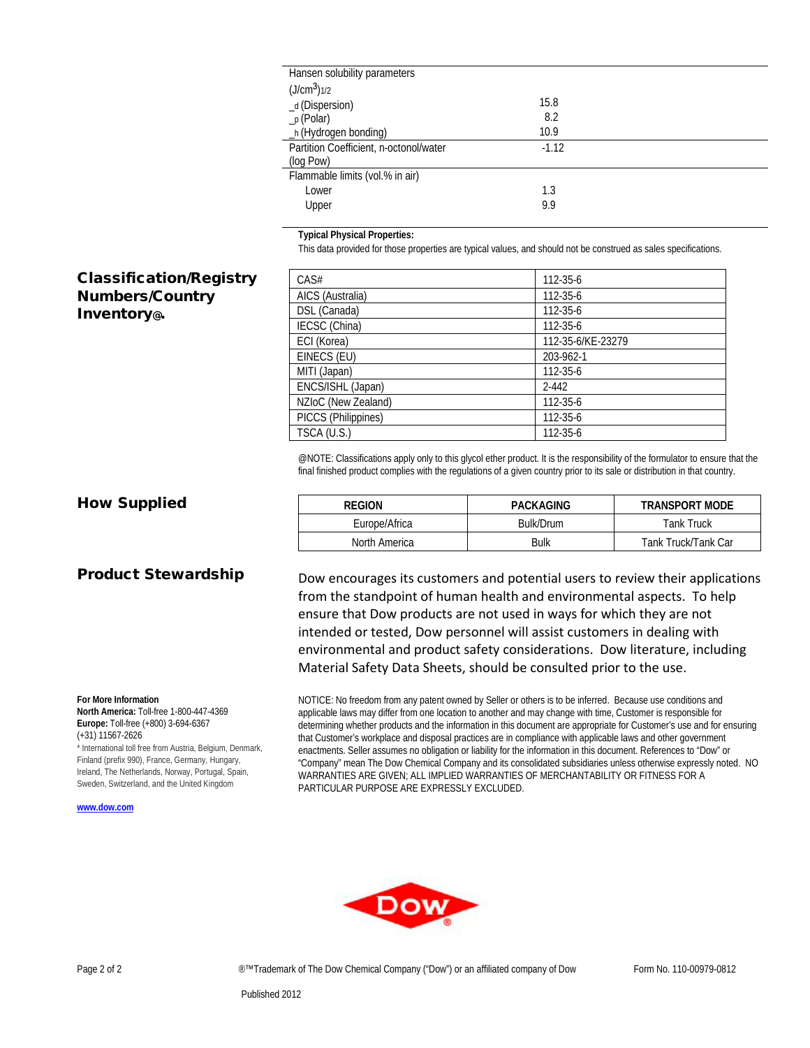| | |
|---|---|
| Hansen solubility parameters ($J/cm^3$)$^{1/2}$ | |
| $\_d$ (Dispersion) | 15.8 |
| $\_p$ (Polar) | 8.2 |
| $\_h$ (Hydrogen bonding) | 10.9 |
| Partition Coefficient, n-octonol/water (log Pow) | -1.12 |
| Flammable limits (vol.% in air) | |
| Lower | 1.3 |
| Upper | 9.9 |

**Typical Physical Properties:**
This data provided for those properties are typical values, and should not be construed as sales specifications.

## Classification/Registry Numbers/Country Inventory@.

| | |
|---|---|
| CAS# | 112-35-6 |
| AICS (Australia) | 112-35-6 |
| DSL (Canada) | 112-35-6 |
| IECSC (China) | 112-35-6 |
| ECI (Korea) | 112-35-6/KE-23279 |
| EINECS (EU) | 203-962-1 |
| MITI (Japan) | 112-35-6 |
| ENCS/ISHL (Japan) | 2-442 |
| NZIoC (New Zealand) | 112-35-6 |
| PICCS (Philippines) | 112-35-6 |
| TSCA (U.S.) | 112-35-6 |

@NOTE: Classifications apply only to this glycol ether product. It is the responsibility of the formulator to ensure that the final finished product complies with the regulations of a given country prior to its sale or distribution in that country.

## How Supplied

| REGION | PACKAGING | TRANSPORT MODE |
|---|---|---|
| Europe/Africa | Bulk/Drum | Tank Truck |
| North America | Bulk | Tank Truck/Tank Car |

## Product Stewardship

Dow encourages its customers and potential users to review their applications from the standpoint of human health and environmental aspects. To help ensure that Dow products are not used in ways for which they are not intended or tested, Dow personnel will assist customers in dealing with environmental and product safety considerations. Dow literature, including Material Safety Data Sheets, should be consulted prior to the use.

**For More Information**
**North America:** Toll-free 1-800-447-4369
**Europe:** Toll-free (+800) 3-694-6367
(+31) 11567-2626
* International toll free from Austria, Belgium, Denmark, Finland (prefix 990), France, Germany, Hungary, Ireland, The Netherlands, Norway, Portugal, Spain, Sweden, Switzerland, and the United Kingdom

www.dow.com

NOTICE: No freedom from any patent owned by Seller or others is to be inferred. Because use conditions and applicable laws may differ from one location to another and may change with time, Customer is responsible for determining whether products and the information in this document are appropriate for Customer's use and for ensuring that Customer's workplace and disposal practices are in compliance with applicable laws and other government enactments. Seller assumes no obligation or liability for the information in this document. References to "Dow" or "Company" mean The Dow Chemical Company and its consolidated subsidiaries unless otherwise expressly noted. NO WARRANTIES ARE GIVEN; ALL IMPLIED WARRANTIES OF MERCHANTABILITY OR FITNESS FOR A PARTICULAR PURPOSE ARE EXPRESSLY EXCLUDED.

®™Trademark of The Dow Chemical Company ("Dow") or an affiliated company of Dow

Form No. 110-00979-0812

Published 2012